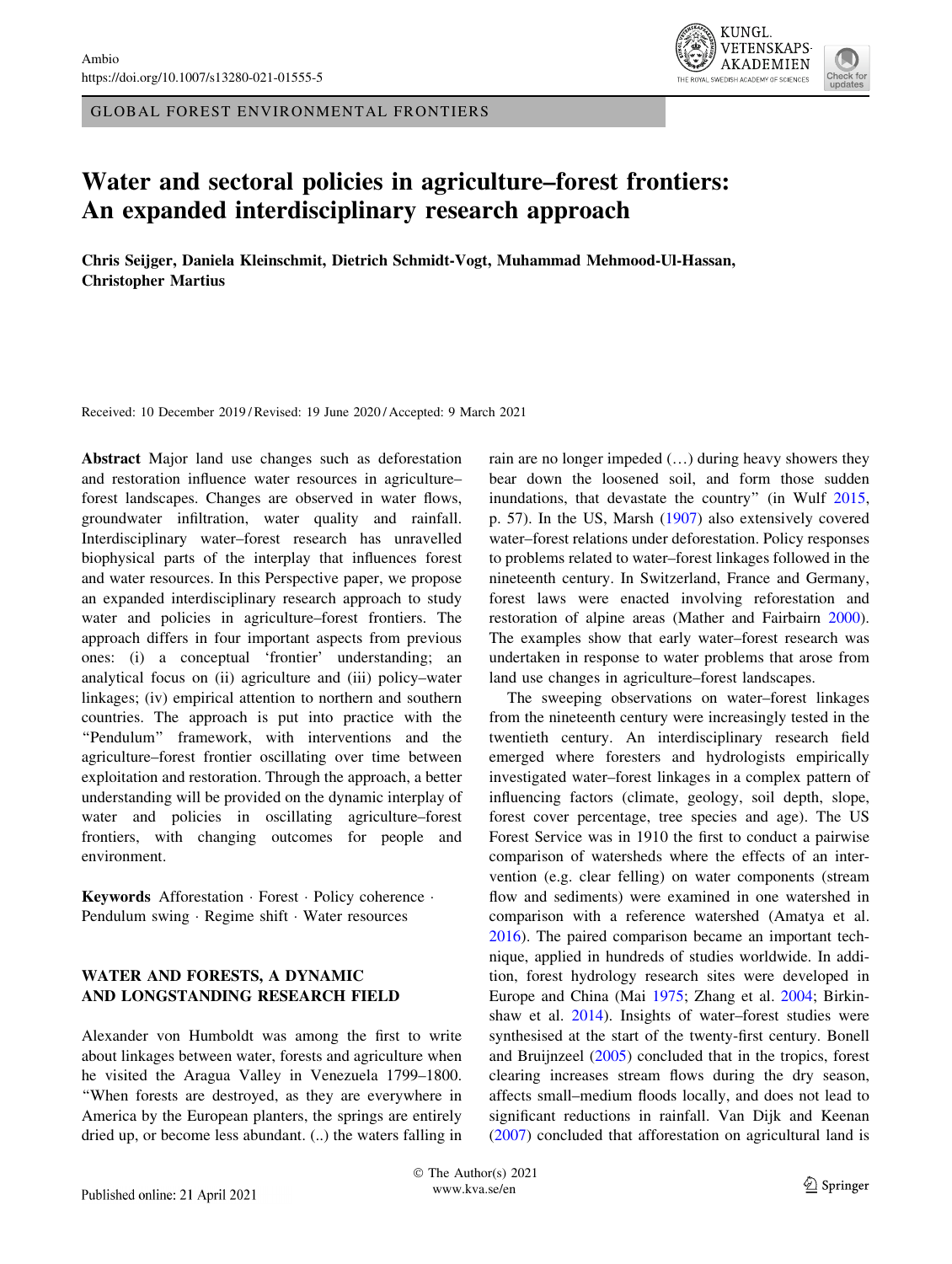GLOBAL FOREST ENVIRONMENTAL FRONTIERS

# Water and sectoral policies in agriculture–forest frontiers: An expanded interdisciplinary research approach

**Chris Seijger, Daniela Kleinschmit, Dietrich Schmidt-Vogt, Muhammad Mehmood-Ul-Hassan, Christopher Martius**

Received: 10 December 2019 / Revised: 19 June 2020 / Accepted: 9 March 2021

**Abstract** Major land use changes such as deforestation and restoration influence water resources in agriculture–forest landscapes. Changes are observed in water flows, groundwater infiltration, water quality and rainfall. Interdisciplinary water–forest research has unravelled biophysical parts of the interplay that influences forest and water resources. In this Perspective paper, we propose an expanded interdisciplinary research approach to study water and policies in agriculture–forest frontiers. The approach differs in four important aspects from previous ones: (i) a conceptual 'frontier' understanding; an analytical focus on (ii) agriculture and (iii) policy–water linkages; (iv) empirical attention to northern and southern countries. The approach is put into practice with the "Pendulum" framework, with interventions and the agriculture–forest frontier oscillating over time between exploitation and restoration. Through the approach, a better understanding will be provided on the dynamic interplay of water and policies in oscillating agriculture–forest frontiers, with changing outcomes for people and environment.

**Keywords** Afforestation · Forest · Policy coherence · Pendulum swing · Regime shift · Water resources

## WATER AND FORESTS, A DYNAMIC AND LONGSTANDING RESEARCH FIELD

Alexander von Humboldt was among the first to write about linkages between water, forests and agriculture when he visited the Aragua Valley in Venezuela 1799–1800. "When forests are destroyed, as they are everywhere in America by the European planters, the springs are entirely dried up, or become less abundant. (..) the waters falling in rain are no longer impeded (…) during heavy showers they bear down the loosened soil, and form those sudden inundations, that devastate the country" (in Wulf 2015, p. 57). In the US, Marsh (1907) also extensively covered water–forest relations under deforestation. Policy responses to problems related to water–forest linkages followed in the nineteenth century. In Switzerland, France and Germany, forest laws were enacted involving reforestation and restoration of alpine areas (Mather and Fairbairn 2000). The examples show that early water–forest research was undertaken in response to water problems that arose from land use changes in agriculture–forest landscapes.

The sweeping observations on water–forest linkages from the nineteenth century were increasingly tested in the twentieth century. An interdisciplinary research field emerged where foresters and hydrologists empirically investigated water–forest linkages in a complex pattern of influencing factors (climate, geology, soil depth, slope, forest cover percentage, tree species and age). The US Forest Service was in 1910 the first to conduct a pairwise comparison of watersheds where the effects of an intervention (e.g. clear felling) on water components (stream flow and sediments) were examined in one watershed in comparison with a reference watershed (Amatya et al. 2016). The paired comparison became an important technique, applied in hundreds of studies worldwide. In addition, forest hydrology research sites were developed in Europe and China (Mai 1975; Zhang et al. 2004; Birkinshaw et al. 2014). Insights of water–forest studies were synthesised at the start of the twenty-first century. Bonell and Bruijnzeel (2005) concluded that in the tropics, forest clearing increases stream flows during the dry season, affects small–medium floods locally, and does not lead to significant reductions in rainfall. Van Dijk and Keenan (2007) concluded that afforestation on agricultural land is

© The Author(s) 2021
www.kva.se/en

Published online: 21 April 2021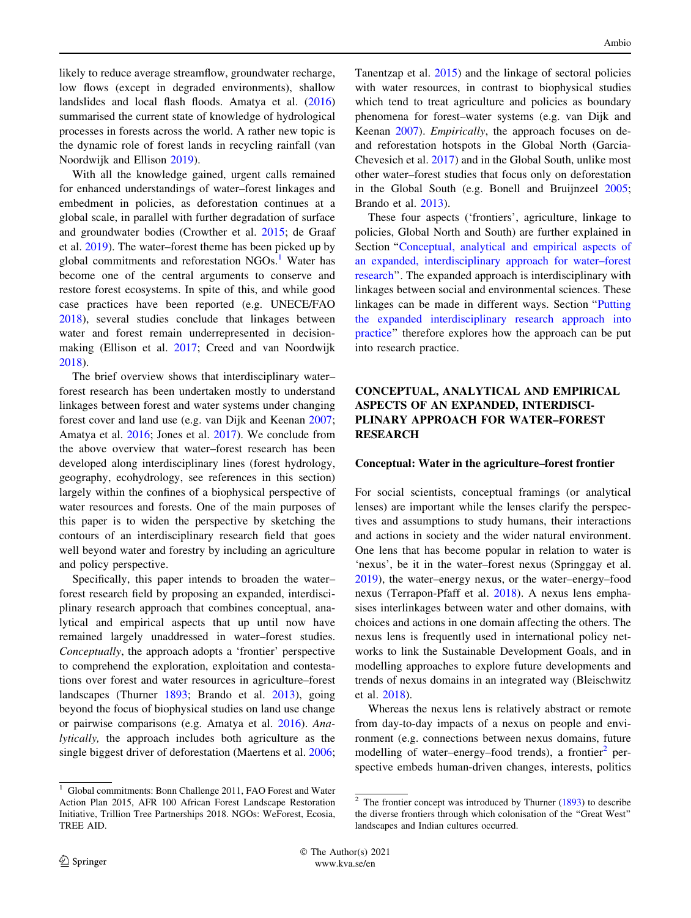likely to reduce average streamflow, groundwater recharge, low flows (except in degraded environments), shallow landslides and local flash floods. Amatya et al. (2016) summarised the current state of knowledge of hydrological processes in forests across the world. A rather new topic is the dynamic role of forest lands in recycling rainfall (van Noordwijk and Ellison 2019).

With all the knowledge gained, urgent calls remained for enhanced understandings of water–forest linkages and embedment in policies, as deforestation continues at a global scale, in parallel with further degradation of surface and groundwater bodies (Crowther et al. 2015; de Graaf et al. 2019). The water–forest theme has been picked up by global commitments and reforestation NGOs.[1] Water has become one of the central arguments to conserve and restore forest ecosystems. In spite of this, and while good case practices have been reported (e.g. UNECE/FAO 2018), several studies conclude that linkages between water and forest remain underrepresented in decision-making (Ellison et al. 2017; Creed and van Noordwijk 2018).

The brief overview shows that interdisciplinary water–forest research has been undertaken mostly to understand linkages between forest and water systems under changing forest cover and land use (e.g. van Dijk and Keenan 2007; Amatya et al. 2016; Jones et al. 2017). We conclude from the above overview that water–forest research has been developed along interdisciplinary lines (forest hydrology, geography, ecohydrology, see references in this section) largely within the confines of a biophysical perspective of water resources and forests. One of the main purposes of this paper is to widen the perspective by sketching the contours of an interdisciplinary research field that goes well beyond water and forestry by including an agriculture and policy perspective.

Specifically, this paper intends to broaden the water–forest research field by proposing an expanded, interdisciplinary research approach that combines conceptual, analytical and empirical aspects that up until now have remained largely unaddressed in water–forest studies. *Conceptually*, the approach adopts a 'frontier' perspective to comprehend the exploration, exploitation and contestations over forest and water resources in agriculture–forest landscapes (Thurner 1893; Brando et al. 2013), going beyond the focus of biophysical studies on land use change or pairwise comparisons (e.g. Amatya et al. 2016). *Analytically,* the approach includes both agriculture as the single biggest driver of deforestation (Maertens et al. 2006; Tanentzap et al. 2015) and the linkage of sectoral policies with water resources, in contrast to biophysical studies which tend to treat agriculture and policies as boundary phenomena for forest–water systems (e.g. van Dijk and Keenan 2007). *Empirically*, the approach focuses on de- and reforestation hotspots in the Global North (Garcia-Chevesich et al. 2017) and in the Global South, unlike most other water–forest studies that focus only on deforestation in the Global South (e.g. Bonell and Bruijnzeel 2005; Brando et al. 2013).

These four aspects ('frontiers', agriculture, linkage to policies, Global North and South) are further explained in Section "Conceptual, analytical and empirical aspects of an expanded, interdisciplinary approach for water–forest research". The expanded approach is interdisciplinary with linkages between social and environmental sciences. These linkages can be made in different ways. Section "Putting the expanded interdisciplinary research approach into practice" therefore explores how the approach can be put into research practice.

## CONCEPTUAL, ANALYTICAL AND EMPIRICAL ASPECTS OF AN EXPANDED, INTERDISCIPLINARY APPROACH FOR WATER–FOREST RESEARCH

### Conceptual: Water in the agriculture–forest frontier

For social scientists, conceptual framings (or analytical lenses) are important while the lenses clarify the perspectives and assumptions to study humans, their interactions and actions in society and the wider natural environment. One lens that has become popular in relation to water is 'nexus', be it in the water–forest nexus (Springgay et al. 2019), the water–energy nexus, or the water–energy–food nexus (Terrapon-Pfaff et al. 2018). A nexus lens emphasises interlinkages between water and other domains, with choices and actions in one domain affecting the others. The nexus lens is frequently used in international policy networks to link the Sustainable Development Goals, and in modelling approaches to explore future developments and trends of nexus domains in an integrated way (Bleischwitz et al. 2018).

Whereas the nexus lens is relatively abstract or remote from day-to-day impacts of a nexus on people and environment (e.g. connections between nexus domains, future modelling of water–energy–food trends), a frontier[2] perspective embeds human-driven changes, interests, politics

[1] Global commitments: Bonn Challenge 2011, FAO Forest and Water Action Plan 2015, AFR 100 African Forest Landscape Restoration Initiative, Trillion Tree Partnerships 2018. NGOs: WeForest, Ecosia, TREE AID.

[2] The frontier concept was introduced by Thurner (1893) to describe the diverse frontiers through which colonisation of the "Great West" landscapes and Indian cultures occurred.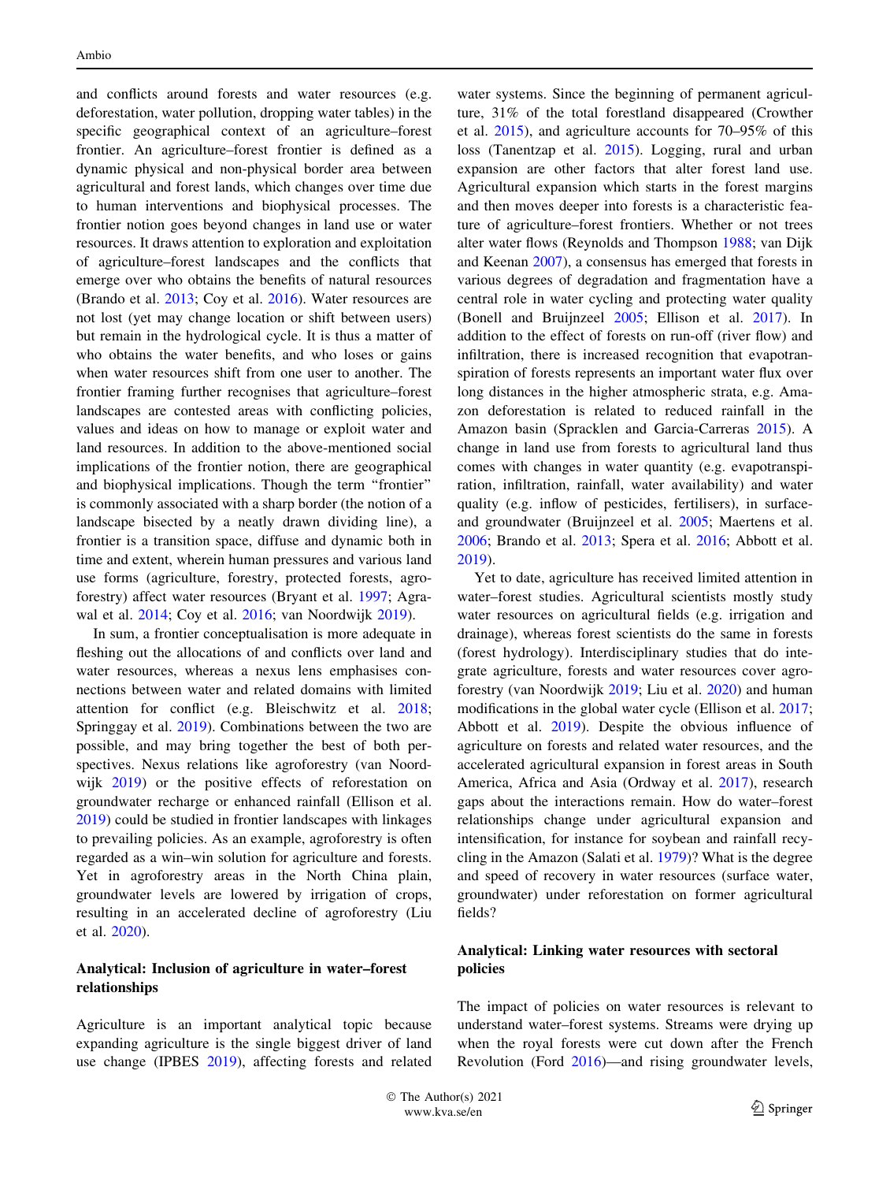and conflicts around forests and water resources (e.g. deforestation, water pollution, dropping water tables) in the specific geographical context of an agriculture–forest frontier. An agriculture–forest frontier is defined as a dynamic physical and non-physical border area between agricultural and forest lands, which changes over time due to human interventions and biophysical processes. The frontier notion goes beyond changes in land use or water resources. It draws attention to exploration and exploitation of agriculture–forest landscapes and the conflicts that emerge over who obtains the benefits of natural resources (Brando et al. 2013; Coy et al. 2016). Water resources are not lost (yet may change location or shift between users) but remain in the hydrological cycle. It is thus a matter of who obtains the water benefits, and who loses or gains when water resources shift from one user to another. The frontier framing further recognises that agriculture–forest landscapes are contested areas with conflicting policies, values and ideas on how to manage or exploit water and land resources. In addition to the above-mentioned social implications of the frontier notion, there are geographical and biophysical implications. Though the term "frontier" is commonly associated with a sharp border (the notion of a landscape bisected by a neatly drawn dividing line), a frontier is a transition space, diffuse and dynamic both in time and extent, wherein human pressures and various land use forms (agriculture, forestry, protected forests, agroforestry) affect water resources (Bryant et al. 1997; Agrawal et al. 2014; Coy et al. 2016; van Noordwijk 2019).

In sum, a frontier conceptualisation is more adequate in fleshing out the allocations of and conflicts over land and water resources, whereas a nexus lens emphasises connections between water and related domains with limited attention for conflict (e.g. Bleischwitz et al. 2018; Springgay et al. 2019). Combinations between the two are possible, and may bring together the best of both perspectives. Nexus relations like agroforestry (van Noordwijk 2019) or the positive effects of reforestation on groundwater recharge or enhanced rainfall (Ellison et al. 2019) could be studied in frontier landscapes with linkages to prevailing policies. As an example, agroforestry is often regarded as a win–win solution for agriculture and forests. Yet in agroforestry areas in the North China plain, groundwater levels are lowered by irrigation of crops, resulting in an accelerated decline of agroforestry (Liu et al. 2020).

## Analytical: Inclusion of agriculture in water–forest relationships

Agriculture is an important analytical topic because expanding agriculture is the single biggest driver of land use change (IPBES 2019), affecting forests and related water systems. Since the beginning of permanent agriculture, 31% of the total forestland disappeared (Crowther et al. 2015), and agriculture accounts for 70–95% of this loss (Tanentzap et al. 2015). Logging, rural and urban expansion are other factors that alter forest land use. Agricultural expansion which starts in the forest margins and then moves deeper into forests is a characteristic feature of agriculture–forest frontiers. Whether or not trees alter water flows (Reynolds and Thompson 1988; van Dijk and Keenan 2007), a consensus has emerged that forests in various degrees of degradation and fragmentation have a central role in water cycling and protecting water quality (Bonell and Bruijnzeel 2005; Ellison et al. 2017). In addition to the effect of forests on run-off (river flow) and infiltration, there is increased recognition that evapotranspiration of forests represents an important water flux over long distances in the higher atmospheric strata, e.g. Amazon deforestation is related to reduced rainfall in the Amazon basin (Spracklen and Garcia-Carreras 2015). A change in land use from forests to agricultural land thus comes with changes in water quantity (e.g. evapotranspiration, infiltration, rainfall, water availability) and water quality (e.g. inflow of pesticides, fertilisers), in surface- and groundwater (Bruijnzeel et al. 2005; Maertens et al. 2006; Brando et al. 2013; Spera et al. 2016; Abbott et al. 2019).

Yet to date, agriculture has received limited attention in water–forest studies. Agricultural scientists mostly study water resources on agricultural fields (e.g. irrigation and drainage), whereas forest scientists do the same in forests (forest hydrology). Interdisciplinary studies that do integrate agriculture, forests and water resources cover agroforestry (van Noordwijk 2019; Liu et al. 2020) and human modifications in the global water cycle (Ellison et al. 2017; Abbott et al. 2019). Despite the obvious influence of agriculture on forests and related water resources, and the accelerated agricultural expansion in forest areas in South America, Africa and Asia (Ordway et al. 2017), research gaps about the interactions remain. How do water–forest relationships change under agricultural expansion and intensification, for instance for soybean and rainfall recycling in the Amazon (Salati et al. 1979)? What is the degree and speed of recovery in water resources (surface water, groundwater) under reforestation on former agricultural fields?

## Analytical: Linking water resources with sectoral policies

The impact of policies on water resources is relevant to understand water–forest systems. Streams were drying up when the royal forests were cut down after the French Revolution (Ford 2016)—and rising groundwater levels,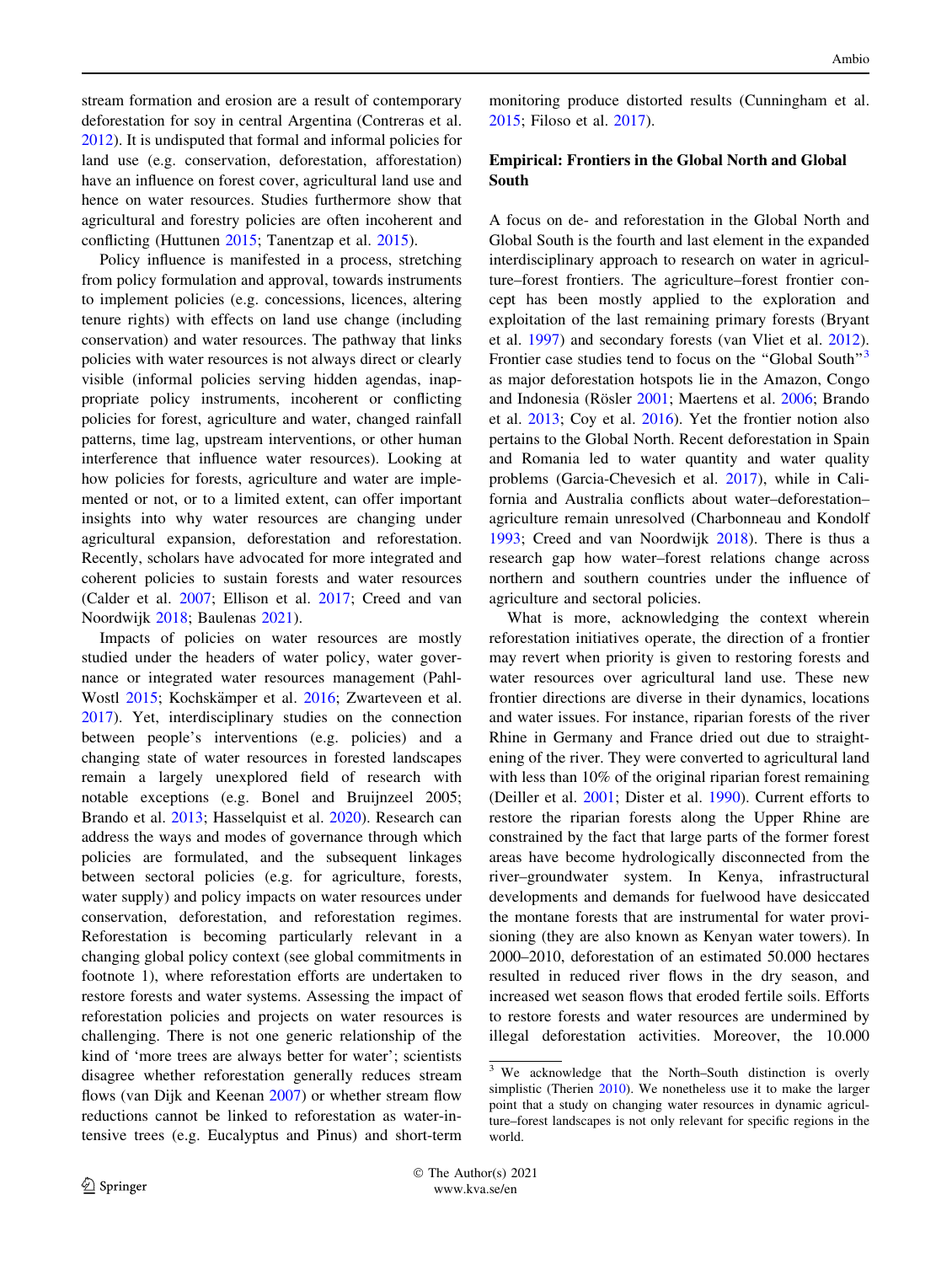stream formation and erosion are a result of contemporary deforestation for soy in central Argentina (Contreras et al. 2012). It is undisputed that formal and informal policies for land use (e.g. conservation, deforestation, afforestation) have an influence on forest cover, agricultural land use and hence on water resources. Studies furthermore show that agricultural and forestry policies are often incoherent and conflicting (Huttunen 2015; Tanentzap et al. 2015).

Policy influence is manifested in a process, stretching from policy formulation and approval, towards instruments to implement policies (e.g. concessions, licences, altering tenure rights) with effects on land use change (including conservation) and water resources. The pathway that links policies with water resources is not always direct or clearly visible (informal policies serving hidden agendas, inappropriate policy instruments, incoherent or conflicting policies for forest, agriculture and water, changed rainfall patterns, time lag, upstream interventions, or other human interference that influence water resources). Looking at how policies for forests, agriculture and water are implemented or not, or to a limited extent, can offer important insights into why water resources are changing under agricultural expansion, deforestation and reforestation. Recently, scholars have advocated for more integrated and coherent policies to sustain forests and water resources (Calder et al. 2007; Ellison et al. 2017; Creed and van Noordwijk 2018; Baulenas 2021).

Impacts of policies on water resources are mostly studied under the headers of water policy, water governance or integrated water resources management (Pahl-Wostl 2015; Kochskämper et al. 2016; Zwarteveen et al. 2017). Yet, interdisciplinary studies on the connection between people's interventions (e.g. policies) and a changing state of water resources in forested landscapes remain a largely unexplored field of research with notable exceptions (e.g. Bonel and Bruijnzeel 2005; Brando et al. 2013; Hasselquist et al. 2020). Research can address the ways and modes of governance through which policies are formulated, and the subsequent linkages between sectoral policies (e.g. for agriculture, forests, water supply) and policy impacts on water resources under conservation, deforestation, and reforestation regimes. Reforestation is becoming particularly relevant in a changing global policy context (see global commitments in footnote 1), where reforestation efforts are undertaken to restore forests and water systems. Assessing the impact of reforestation policies and projects on water resources is challenging. There is not one generic relationship of the kind of 'more trees are always better for water'; scientists disagree whether reforestation generally reduces stream flows (van Dijk and Keenan 2007) or whether stream flow reductions cannot be linked to reforestation as water-intensive trees (e.g. Eucalyptus and Pinus) and short-term monitoring produce distorted results (Cunningham et al. 2015; Filoso et al. 2017).

## Empirical: Frontiers in the Global North and Global South

A focus on de- and reforestation in the Global North and Global South is the fourth and last element in the expanded interdisciplinary approach to research on water in agriculture–forest frontiers. The agriculture–forest frontier concept has been mostly applied to the exploration and exploitation of the last remaining primary forests (Bryant et al. 1997) and secondary forests (van Vliet et al. 2012). Frontier case studies tend to focus on the "Global South"[3] as major deforestation hotspots lie in the Amazon, Congo and Indonesia (Rösler 2001; Maertens et al. 2006; Brando et al. 2013; Coy et al. 2016). Yet the frontier notion also pertains to the Global North. Recent deforestation in Spain and Romania led to water quantity and water quality problems (Garcia-Chevesich et al. 2017), while in California and Australia conflicts about water–deforestation–agriculture remain unresolved (Charbonneau and Kondolf 1993; Creed and van Noordwijk 2018). There is thus a research gap how water–forest relations change across northern and southern countries under the influence of agriculture and sectoral policies.

What is more, acknowledging the context wherein reforestation initiatives operate, the direction of a frontier may revert when priority is given to restoring forests and water resources over agricultural land use. These new frontier directions are diverse in their dynamics, locations and water issues. For instance, riparian forests of the river Rhine in Germany and France dried out due to straightening of the river. They were converted to agricultural land with less than 10% of the original riparian forest remaining (Deiller et al. 2001; Dister et al. 1990). Current efforts to restore the riparian forests along the Upper Rhine are constrained by the fact that large parts of the former forest areas have become hydrologically disconnected from the river–groundwater system. In Kenya, infrastructural developments and demands for fuelwood have desiccated the montane forests that are instrumental for water provisioning (they are also known as Kenyan water towers). In 2000–2010, deforestation of an estimated 50.000 hectares resulted in reduced river flows in the dry season, and increased wet season flows that eroded fertile soils. Efforts to restore forests and water resources are undermined by illegal deforestation activities. Moreover, the 10.000

[3] We acknowledge that the North–South distinction is overly simplistic (Therien 2010). We nonetheless use it to make the larger point that a study on changing water resources in dynamic agriculture–forest landscapes is not only relevant for specific regions in the world.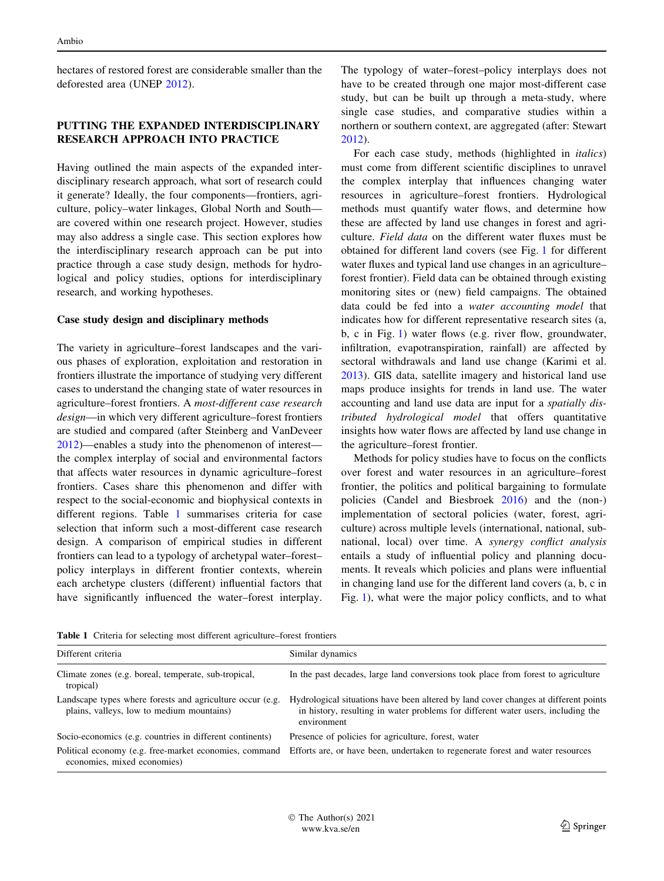hectares of restored forest are considerable smaller than the deforested area (UNEP 2012).

## PUTTING THE EXPANDED INTERDISCIPLINARY RESEARCH APPROACH INTO PRACTICE

Having outlined the main aspects of the expanded interdisciplinary research approach, what sort of research could it generate? Ideally, the four components—frontiers, agriculture, policy–water linkages, Global North and South—are covered within one research project. However, studies may also address a single case. This section explores how the interdisciplinary research approach can be put into practice through a case study design, methods for hydrological and policy studies, options for interdisciplinary research, and working hypotheses.

### Case study design and disciplinary methods

The variety in agriculture–forest landscapes and the various phases of exploration, exploitation and restoration in frontiers illustrate the importance of studying very different cases to understand the changing state of water resources in agriculture–forest frontiers. A *most-different case research design*—in which very different agriculture–forest frontiers are studied and compared (after Steinberg and VanDeveer 2012)—enables a study into the phenomenon of interest—the complex interplay of social and environmental factors that affects water resources in dynamic agriculture–forest frontiers. Cases share this phenomenon and differ with respect to the social-economic and biophysical contexts in different regions. Table 1 summarises criteria for case selection that inform such a most-different case research design. A comparison of empirical studies in different frontiers can lead to a typology of archetypal water–forest–policy interplays in different frontier contexts, wherein each archetype clusters (different) influential factors that have significantly influenced the water–forest interplay. The typology of water–forest–policy interplays does not have to be created through one major most-different case study, but can be built up through a meta-study, where single case studies, and comparative studies within a northern or southern context, are aggregated (after: Stewart 2012).

For each case study, methods (highlighted in *italics*) must come from different scientific disciplines to unravel the complex interplay that influences changing water resources in agriculture–forest frontiers. Hydrological methods must quantify water flows, and determine how these are affected by land use changes in forest and agriculture. *Field data* on the different water fluxes must be obtained for different land covers (see Fig. 1 for different water fluxes and typical land use changes in an agriculture–forest frontier). Field data can be obtained through existing monitoring sites or (new) field campaigns. The obtained data could be fed into a *water accounting model* that indicates how for different representative research sites (a, b, c in Fig. 1) water flows (e.g. river flow, groundwater, infiltration, evapotranspiration, rainfall) are affected by sectoral withdrawals and land use change (Karimi et al. 2013). GIS data, satellite imagery and historical land use maps produce insights for trends in land use. The water accounting and land use data are input for a *spatially distributed hydrological model* that offers quantitative insights how water flows are affected by land use change in the agriculture–forest frontier.

Methods for policy studies have to focus on the conflicts over forest and water resources in an agriculture–forest frontier, the politics and political bargaining to formulate policies (Candel and Biesbroek 2016) and the (non-) implementation of sectoral policies (water, forest, agriculture) across multiple levels (international, national, subnational, local) over time. A *synergy conflict analysis* entails a study of influential policy and planning documents. It reveals which policies and plans were influential in changing land use for the different land covers (a, b, c in Fig. 1), what were the major policy conflicts, and to what

**Table 1** Criteria for selecting most different agriculture–forest frontiers

| Different criteria | Similar dynamics |
|---|---|
| Climate zones (e.g. boreal, temperate, sub-tropical, tropical) | In the past decades, large land conversions took place from forest to agriculture |
| Landscape types where forests and agriculture occur (e.g. plains, valleys, low to medium mountains) | Hydrological situations have been altered by land cover changes at different points in history, resulting in water problems for different water users, including the environment |
| Socio-economics (e.g. countries in different continents) | Presence of policies for agriculture, forest, water |
| Political economy (e.g. free-market economies, command economies, mixed economies) | Efforts are, or have been, undertaken to regenerate forest and water resources |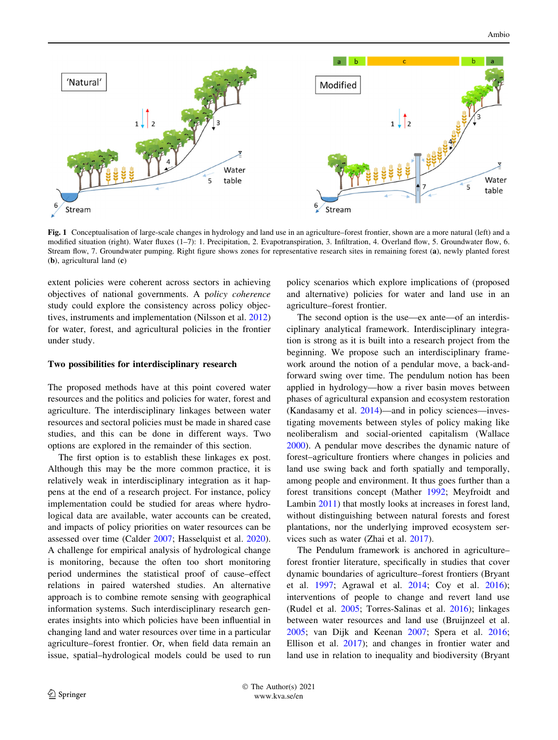**Fig. 1** Conceptualisation of large-scale changes in hydrology and land use in an agriculture–forest frontier, shown are a more natural (left) and a modified situation (right). Water fluxes (1–7): 1. Precipitation, 2. Evapotranspiration, 3. Infiltration, 4. Overland flow, 5. Groundwater flow, 6. Stream flow, 7. Groundwater pumping. Right figure shows zones for representative research sites in remaining forest (**a**), newly planted forest (**b**), agricultural land (**c**)

extent policies were coherent across sectors in achieving objectives of national governments. A *policy coherence* study could explore the consistency across policy objectives, instruments and implementation (Nilsson et al. 2012) for water, forest, and agricultural policies in the frontier under study.

## Two possibilities for interdisciplinary research

The proposed methods have at this point covered water resources and the politics and policies for water, forest and agriculture. The interdisciplinary linkages between water resources and sectoral policies must be made in shared case studies, and this can be done in different ways. Two options are explored in the remainder of this section.

The first option is to establish these linkages ex post. Although this may be the more common practice, it is relatively weak in interdisciplinary integration as it happens at the end of a research project. For instance, policy implementation could be studied for areas where hydrological data are available, water accounts can be created, and impacts of policy priorities on water resources can be assessed over time (Calder 2007; Hasselquist et al. 2020). A challenge for empirical analysis of hydrological change is monitoring, because the often too short monitoring period undermines the statistical proof of cause–effect relations in paired watershed studies. An alternative approach is to combine remote sensing with geographical information systems. Such interdisciplinary research generates insights into which policies have been influential in changing land and water resources over time in a particular agriculture–forest frontier. Or, when field data remain an issue, spatial–hydrological models could be used to run policy scenarios which explore implications of (proposed and alternative) policies for water and land use in an agriculture–forest frontier.

The second option is the use—ex ante—of an interdisciplinary analytical framework. Interdisciplinary integration is strong as it is built into a research project from the beginning. We propose such an interdisciplinary framework around the notion of a pendular move, a back-and-forward swing over time. The pendulum notion has been applied in hydrology—how a river basin moves between phases of agricultural expansion and ecosystem restoration (Kandasamy et al. 2014)—and in policy sciences—investigating movements between styles of policy making like neoliberalism and social-oriented capitalism (Wallace 2000). A pendular move describes the dynamic nature of forest–agriculture frontiers where changes in policies and land use swing back and forth spatially and temporally, among people and environment. It thus goes further than a forest transitions concept (Mather 1992; Meyfroidt and Lambin 2011) that mostly looks at increases in forest land, without distinguishing between natural forests and forest plantations, nor the underlying improved ecosystem services such as water (Zhai et al. 2017).

The Pendulum framework is anchored in agriculture–forest frontier literature, specifically in studies that cover dynamic boundaries of agriculture–forest frontiers (Bryant et al. 1997; Agrawal et al. 2014; Coy et al. 2016); interventions of people to change and revert land use (Rudel et al. 2005; Torres-Salinas et al. 2016); linkages between water resources and land use (Bruijnzeel et al. 2005; van Dijk and Keenan 2007; Spera et al. 2016; Ellison et al. 2017); and changes in frontier water and land use in relation to inequality and biodiversity (Bryant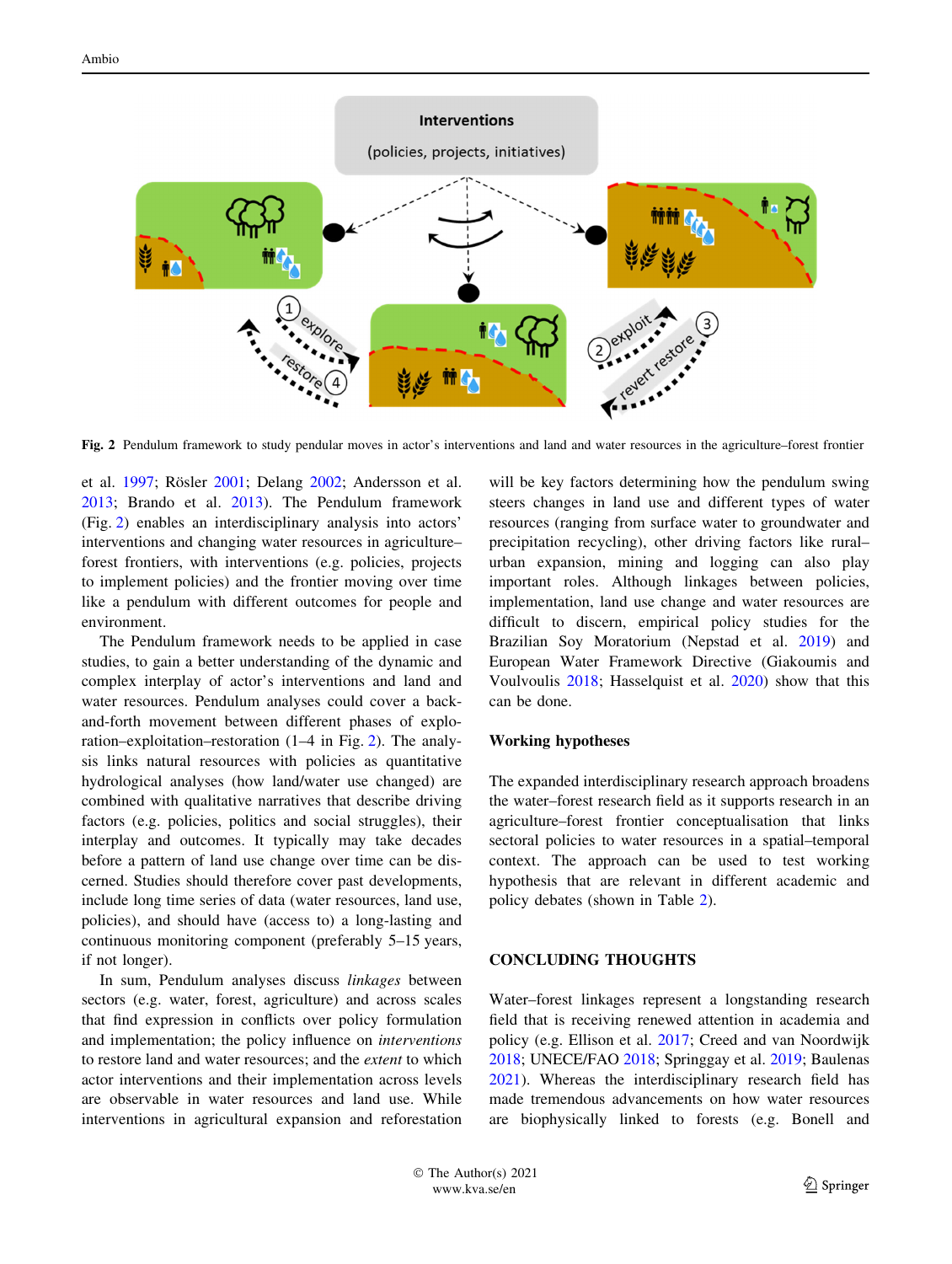**Fig. 2** Pendulum framework to study pendular moves in actor's interventions and land and water resources in the agriculture–forest frontier

et al. 1997; Rösler 2001; Delang 2002; Andersson et al. 2013; Brando et al. 2013). The Pendulum framework (Fig. 2) enables an interdisciplinary analysis into actors' interventions and changing water resources in agriculture–forest frontiers, with interventions (e.g. policies, projects to implement policies) and the frontier moving over time like a pendulum with different outcomes for people and environment.

The Pendulum framework needs to be applied in case studies, to gain a better understanding of the dynamic and complex interplay of actor's interventions and land and water resources. Pendulum analyses could cover a back-and-forth movement between different phases of exploration–exploitation–restoration (1–4 in Fig. 2). The analysis links natural resources with policies as quantitative hydrological analyses (how land/water use changed) are combined with qualitative narratives that describe driving factors (e.g. policies, politics and social struggles), their interplay and outcomes. It typically may take decades before a pattern of land use change over time can be discerned. Studies should therefore cover past developments, include long time series of data (water resources, land use, policies), and should have (access to) a long-lasting and continuous monitoring component (preferably 5–15 years, if not longer).

In sum, Pendulum analyses discuss *linkages* between sectors (e.g. water, forest, agriculture) and across scales that find expression in conflicts over policy formulation and implementation; the policy influence on *interventions* to restore land and water resources; and the *extent* to which actor interventions and their implementation across levels are observable in water resources and land use. While interventions in agricultural expansion and reforestation will be key factors determining how the pendulum swing steers changes in land use and different types of water resources (ranging from surface water to groundwater and precipitation recycling), other driving factors like rural–urban expansion, mining and logging can also play important roles. Although linkages between policies, implementation, land use change and water resources are difficult to discern, empirical policy studies for the Brazilian Soy Moratorium (Nepstad et al. 2019) and European Water Framework Directive (Giakoumis and Voulvoulis 2018; Hasselquist et al. 2020) show that this can be done.

### Working hypotheses

The expanded interdisciplinary research approach broadens the water–forest research field as it supports research in an agriculture–forest frontier conceptualisation that links sectoral policies to water resources in a spatial–temporal context. The approach can be used to test working hypothesis that are relevant in different academic and policy debates (shown in Table 2).

## CONCLUDING THOUGHTS

Water–forest linkages represent a longstanding research field that is receiving renewed attention in academia and policy (e.g. Ellison et al. 2017; Creed and van Noordwijk 2018; UNECE/FAO 2018; Springgay et al. 2019; Baulenas 2021). Whereas the interdisciplinary research field has made tremendous advancements on how water resources are biophysically linked to forests (e.g. Bonell and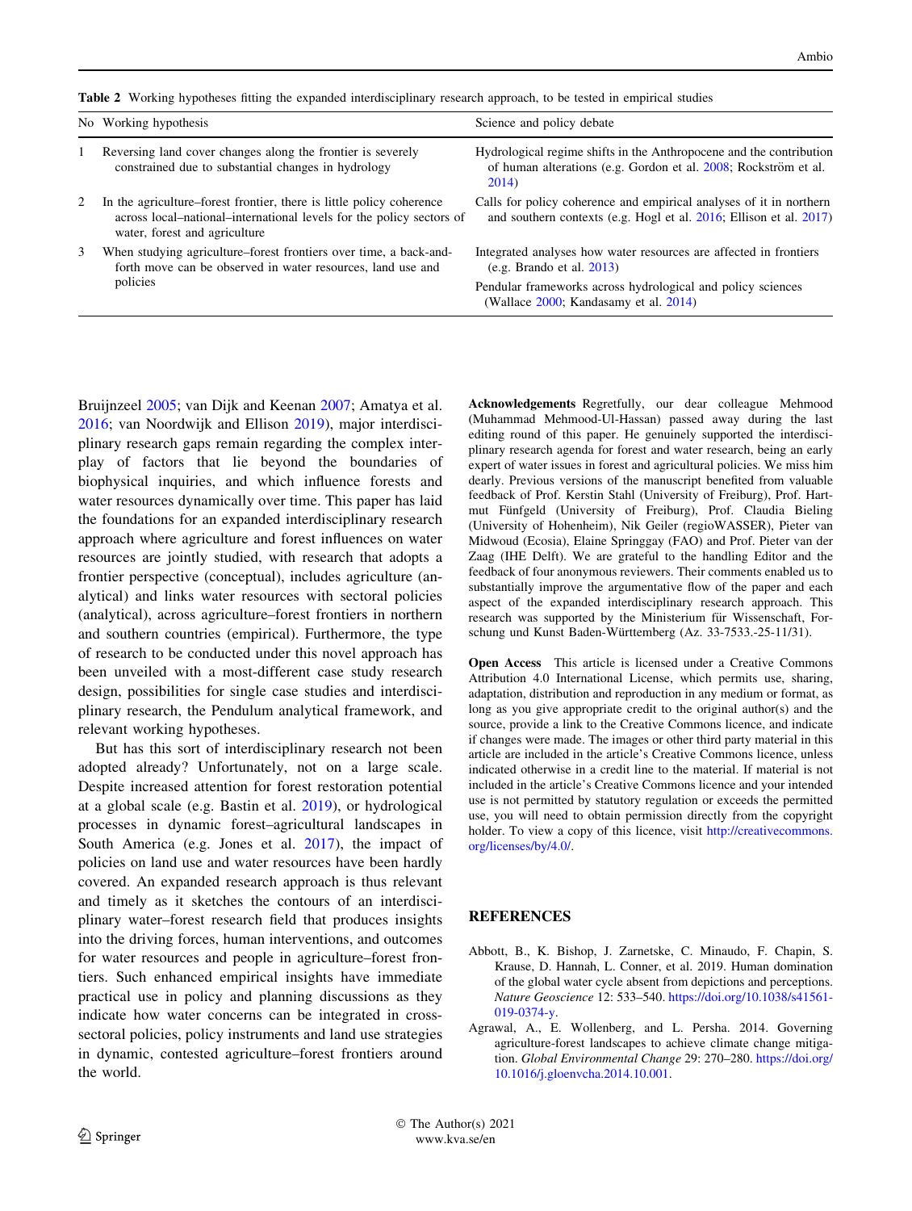**Table 2** Working hypotheses fitting the expanded interdisciplinary research approach, to be tested in empirical studies

| No | Working hypothesis | Science and policy debate |
|---|---|---|
| 1 | Reversing land cover changes along the frontier is severely constrained due to substantial changes in hydrology | Hydrological regime shifts in the Anthropocene and the contribution of human alterations (e.g. Gordon et al. 2008; Rockström et al. 2014) |
| 2 | In the agriculture–forest frontier, there is little policy coherence across local–national–international levels for the policy sectors of water, forest and agriculture | Calls for policy coherence and empirical analyses of it in northern and southern contexts (e.g. Hogl et al. 2016; Ellison et al. 2017) |
| 3 | When studying agriculture–forest frontiers over time, a back-and-forth move can be observed in water resources, land use and policies | Integrated analyses how water resources are affected in frontiers (e.g. Brando et al. 2013)<br>Pendular frameworks across hydrological and policy sciences (Wallace 2000; Kandasamy et al. 2014) |

Bruijnzeel 2005; van Dijk and Keenan 2007; Amatya et al. 2016; van Noordwijk and Ellison 2019), major interdisciplinary research gaps remain regarding the complex interplay of factors that lie beyond the boundaries of biophysical inquiries, and which influence forests and water resources dynamically over time. This paper has laid the foundations for an expanded interdisciplinary research approach where agriculture and forest influences on water resources are jointly studied, with research that adopts a frontier perspective (conceptual), includes agriculture (analytical) and links water resources with sectoral policies (analytical), across agriculture–forest frontiers in northern and southern countries (empirical). Furthermore, the type of research to be conducted under this novel approach has been unveiled with a most-different case study research design, possibilities for single case studies and interdisciplinary research, the Pendulum analytical framework, and relevant working hypotheses.

But has this sort of interdisciplinary research not been adopted already? Unfortunately, not on a large scale. Despite increased attention for forest restoration potential at a global scale (e.g. Bastin et al. 2019), or hydrological processes in dynamic forest–agricultural landscapes in South America (e.g. Jones et al. 2017), the impact of policies on land use and water resources have been hardly covered. An expanded research approach is thus relevant and timely as it sketches the contours of an interdisciplinary water–forest research field that produces insights into the driving forces, human interventions, and outcomes for water resources and people in agriculture–forest frontiers. Such enhanced empirical insights have immediate practical use in policy and planning discussions as they indicate how water concerns can be integrated in cross-sectoral policies, policy instruments and land use strategies in dynamic, contested agriculture–forest frontiers around the world.

**Acknowledgements** Regretfully, our dear colleague Mehmood (Muhammad Mehmood-Ul-Hassan) passed away during the last editing round of this paper. He genuinely supported the interdisciplinary research agenda for forest and water research, being an early expert of water issues in forest and agricultural policies. We miss him dearly. Previous versions of the manuscript benefited from valuable feedback of Prof. Kerstin Stahl (University of Freiburg), Prof. Hartmut Fünfgeld (University of Freiburg), Prof. Claudia Bieling (University of Hohenheim), Nik Geiler (regioWASSER), Pieter van Midwoud (Ecosia), Elaine Springgay (FAO) and Prof. Pieter van der Zaag (IHE Delft). We are grateful to the handling Editor and the feedback of four anonymous reviewers. Their comments enabled us to substantially improve the argumentative flow of the paper and each aspect of the expanded interdisciplinary research approach. This research was supported by the Ministerium für Wissenschaft, Forschung und Kunst Baden-Württemberg (Az. 33-7533.-25-11/31).

**Open Access** This article is licensed under a Creative Commons Attribution 4.0 International License, which permits use, sharing, adaptation, distribution and reproduction in any medium or format, as long as you give appropriate credit to the original author(s) and the source, provide a link to the Creative Commons licence, and indicate if changes were made. The images or other third party material in this article are included in the article's Creative Commons licence, unless indicated otherwise in a credit line to the material. If material is not included in the article's Creative Commons licence and your intended use is not permitted by statutory regulation or exceeds the permitted use, you will need to obtain permission directly from the copyright holder. To view a copy of this licence, visit http://creativecommons.org/licenses/by/4.0/.

## REFERENCES

Abbott, B., K. Bishop, J. Zarnetske, C. Minaudo, F. Chapin, S. Krause, D. Hannah, L. Conner, et al. 2019. Human domination of the global water cycle absent from depictions and perceptions. *Nature Geoscience* 12: 533–540. https://doi.org/10.1038/s41561-019-0374-y.

Agrawal, A., E. Wollenberg, and L. Persha. 2014. Governing agriculture-forest landscapes to achieve climate change mitigation. *Global Environmental Change* 29: 270–280. https://doi.org/10.1016/j.gloenvcha.2014.10.001.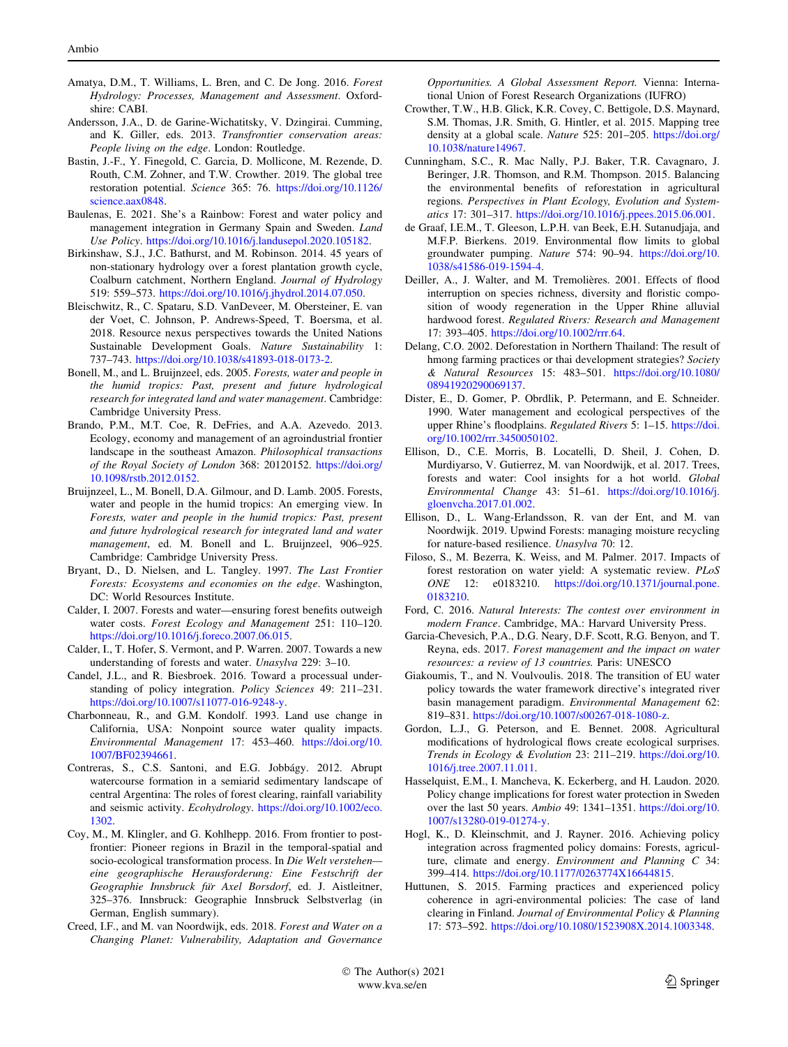Amatya, D.M., T. Williams, L. Bren, and C. De Jong. 2016. *Forest Hydrology: Processes, Management and Assessment*. Oxfordshire: CABI.

Andersson, J.A., D. de Garine-Wichatitsky, V. Dzingirai. Cumming, and K. Giller, eds. 2013. *Transfrontier conservation areas: People living on the edge*. London: Routledge.

Bastin, J.-F., Y. Finegold, C. Garcia, D. Mollicone, M. Rezende, D. Routh, C.M. Zohner, and T.W. Crowther. 2019. The global tree restoration potential. *Science* 365: 76. https://doi.org/10.1126/science.aax0848.

Baulenas, E. 2021. She's a Rainbow: Forest and water policy and management integration in Germany Spain and Sweden. *Land Use Policy*. https://doi.org/10.1016/j.landusepol.2020.105182.

Birkinshaw, S.J., J.C. Bathurst, and M. Robinson. 2014. 45 years of non-stationary hydrology over a forest plantation growth cycle, Coalburn catchment, Northern England. *Journal of Hydrology* 519: 559–573. https://doi.org/10.1016/j.jhydrol.2014.07.050.

Bleischwitz, R., C. Spataru, S.D. VanDeveer, M. Obersteiner, E. van der Voet, C. Johnson, P. Andrews-Speed, T. Boersma, et al. 2018. Resource nexus perspectives towards the United Nations Sustainable Development Goals. *Nature Sustainability* 1: 737–743. https://doi.org/10.1038/s41893-018-0173-2.

Bonell, M., and L. Bruijnzeel, eds. 2005. *Forests, water and people in the humid tropics: Past, present and future hydrological research for integrated land and water management*. Cambridge: Cambridge University Press.

Brando, P.M., M.T. Coe, R. DeFries, and A.A. Azevedo. 2013. Ecology, economy and management of an agroindustrial frontier landscape in the southeast Amazon. *Philosophical transactions of the Royal Society of London* 368: 20120152. https://doi.org/10.1098/rstb.2012.0152.

Bruijnzeel, L., M. Bonell, D.A. Gilmour, and D. Lamb. 2005. Forests, water and people in the humid tropics: An emerging view. In *Forests, water and people in the humid tropics: Past, present and future hydrological research for integrated land and water management*, ed. M. Bonell and L. Bruijnzeel, 906–925. Cambridge: Cambridge University Press.

Bryant, D., D. Nielsen, and L. Tangley. 1997. *The Last Frontier Forests: Ecosystems and economies on the edge*. Washington, DC: World Resources Institute.

Calder, I. 2007. Forests and water—ensuring forest benefits outweigh water costs. *Forest Ecology and Management* 251: 110–120. https://doi.org/10.1016/j.foreco.2007.06.015.

Calder, I., T. Hofer, S. Vermont, and P. Warren. 2007. Towards a new understanding of forests and water. *Unasylva* 229: 3–10.

Candel, J.L., and R. Biesbroek. 2016. Toward a processual understanding of policy integration. *Policy Sciences* 49: 211–231. https://doi.org/10.1007/s11077-016-9248-y.

Charbonneau, R., and G.M. Kondolf. 1993. Land use change in California, USA: Nonpoint source water quality impacts. *Environmental Management* 17: 453–460. https://doi.org/10.1007/BF02394661.

Contreras, S., C.S. Santoni, and E.G. Jobbágy. 2012. Abrupt watercourse formation in a semiarid sedimentary landscape of central Argentina: The roles of forest clearing, rainfall variability and seismic activity. *Ecohydrology*. https://doi.org/10.1002/eco.1302.

Coy, M., M. Klingler, and G. Kohlhepp. 2016. From frontier to post-frontier: Pioneer regions in Brazil in the temporal-spatial and socio-ecological transformation process. In *Die Welt verstehen—eine geographische Herausforderung: Eine Festschrift der Geographie Innsbruck für Axel Borsdorf*, ed. J. Aistleitner, 325–376. Innsbruck: Geographie Innsbruck Selbstverlag (in German, English summary).

Creed, I.F., and M. van Noordwijk, eds. 2018. *Forest and Water on a Changing Planet: Vulnerability, Adaptation and Governance Opportunities. A Global Assessment Report.* Vienna: International Union of Forest Research Organizations (IUFRO)

Crowther, T.W., H.B. Glick, K.R. Covey, C. Bettigole, D.S. Maynard, S.M. Thomas, J.R. Smith, G. Hintler, et al. 2015. Mapping tree density at a global scale. *Nature* 525: 201–205. https://doi.org/10.1038/nature14967.

Cunningham, S.C., R. Mac Nally, P.J. Baker, T.R. Cavagnaro, J. Beringer, J.R. Thomson, and R.M. Thompson. 2015. Balancing the environmental benefits of reforestation in agricultural regions. *Perspectives in Plant Ecology, Evolution and Systematics* 17: 301–317. https://doi.org/10.1016/j.ppees.2015.06.001.

de Graaf, I.E.M., T. Gleeson, L.P.H. van Beek, E.H. Sutanudjaja, and M.F.P. Bierkens. 2019. Environmental flow limits to global groundwater pumping. *Nature* 574: 90–94. https://doi.org/10.1038/s41586-019-1594-4.

Deiller, A., J. Walter, and M. Tremolières. 2001. Effects of flood interruption on species richness, diversity and floristic composition of woody regeneration in the Upper Rhine alluvial hardwood forest. *Regulated Rivers: Research and Management* 17: 393–405. https://doi.org/10.1002/rrr.64.

Delang, C.O. 2002. Deforestation in Northern Thailand: The result of hmong farming practices or thai development strategies? *Society & Natural Resources* 15: 483–501. https://doi.org/10.1080/08941920290069137.

Dister, E., D. Gomer, P. Obrdlik, P. Petermann, and E. Schneider. 1990. Water management and ecological perspectives of the upper Rhine's floodplains. *Regulated Rivers* 5: 1–15. https://doi.org/10.1002/rrr.3450050102.

Ellison, D., C.E. Morris, B. Locatelli, D. Sheil, J. Cohen, D. Murdiyarso, V. Gutierrez, M. van Noordwijk, et al. 2017. Trees, forests and water: Cool insights for a hot world. *Global Environmental Change* 43: 51–61. https://doi.org/10.1016/j.gloenvcha.2017.01.002.

Ellison, D., L. Wang-Erlandsson, R. van der Ent, and M. van Noordwijk. 2019. Upwind Forests: managing moisture recycling for nature-based resilience. *Unasylva* 70: 12.

Filoso, S., M. Bezerra, K. Weiss, and M. Palmer. 2017. Impacts of forest restoration on water yield: A systematic review. *PLoS ONE* 12: e0183210. https://doi.org/10.1371/journal.pone.0183210.

Ford, C. 2016. *Natural Interests: The contest over environment in modern France*. Cambridge, MA.: Harvard University Press.

Garcia-Chevesich, P.A., D.G. Neary, D.F. Scott, R.G. Benyon, and T. Reyna, eds. 2017. *Forest management and the impact on water resources: a review of 13 countries*. Paris: UNESCO

Giakoumis, T., and N. Voulvoulis. 2018. The transition of EU water policy towards the water framework directive's integrated river basin management paradigm. *Environmental Management* 62: 819–831. https://doi.org/10.1007/s00267-018-1080-z.

Gordon, L.J., G. Peterson, and E. Bennet. 2008. Agricultural modifications of hydrological flows create ecological surprises. *Trends in Ecology & Evolution* 23: 211–219. https://doi.org/10.1016/j.tree.2007.11.011.

Hasselquist, E.M., I. Mancheva, K. Eckerberg, and H. Laudon. 2020. Policy change implications for forest water protection in Sweden over the last 50 years. *Ambio* 49: 1341–1351. https://doi.org/10.1007/s13280-019-01274-y.

Hogl, K., D. Kleinschmit, and J. Rayner. 2016. Achieving policy integration across fragmented policy domains: Forests, agriculture, climate and energy. *Environment and Planning C* 34: 399–414. https://doi.org/10.1177/0263774X16644815.

Huttunen, S. 2015. Farming practices and experienced policy coherence in agri-environmental policies: The case of land clearing in Finland. *Journal of Environmental Policy & Planning* 17: 573–592. https://doi.org/10.1080/1523908X.2014.1003348.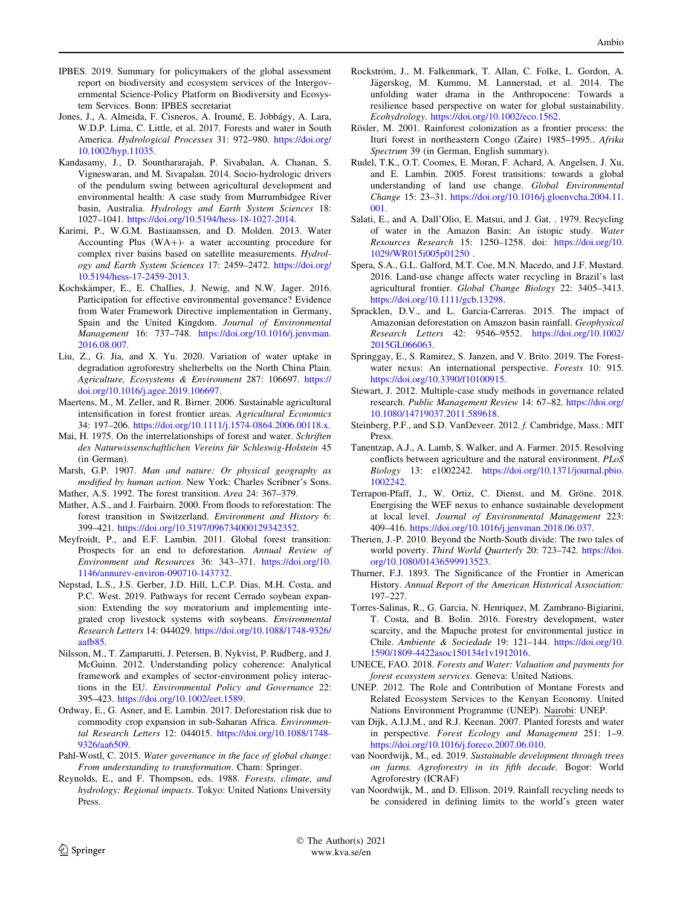IPBES. 2019. Summary for policymakers of the global assessment report on biodiversity and ecosystem services of the Intergovernmental Science-Policy Platform on Biodiversity and Ecosystem Services. Bonn: IPBES secretariat

Jones, J., A. Almeida, F. Cisneros, A. Iroumé, E. Jobbágy, A. Lara, W.D.P. Lima, C. Little, et al. 2017. Forests and water in South America. *Hydrological Processes* 31: 972–980. https://doi.org/10.1002/hyp.11035.

Kandasamy, J., D. Sounthararajah, P. Sivabalan, A. Chanan, S. Vigneswaran, and M. Sivapalan. 2014. Socio-hydrologic drivers of the pendulum swing between agricultural development and environmental health: A case study from Murrumbidgee River basin, Australia. *Hydrology and Earth System Sciences* 18: 1027–1041. https://doi.org/10.5194/hess-18-1027-2014.

Karimi, P., W.G.M. Bastiaanssen, and D. Molden. 2013. Water Accounting Plus (WA+)- a water accounting procedure for complex river basins based on satellite measurements. *Hydrology and Earth System Sciences* 17: 2459–2472. https://doi.org/10.5194/hess-17-2459-2013.

Kochskämper, E., E. Challies, J. Newig, and N.W. Jager. 2016. Participation for effective environmental governance? Evidence from Water Framework Directive implementation in Germany, Spain and the United Kingdom. *Journal of Environmental Management* 16: 737–748. https://doi.org/10.1016/j.jenvman.2016.08.007.

Liu, Z., G. Jia, and X. Yu. 2020. Variation of water uptake in degradation agroforestry shelterbelts on the North China Plain. *Agriculture, Ecosystems & Environment* 287: 106697. https://doi.org/10.1016/j.agee.2019.106697.

Maertens, M., M. Zeller, and R. Birner. 2006. Sustainable agricultural intensification in forest frontier areas. *Agricultural Economics* 34: 197–206. https://doi.org/10.1111/j.1574-0864.2006.00118.x.

Mai, H. 1975. On the interrelationships of forest and water. *Schriften des Naturwissenschaftlichen Vereins für Schleswig-Holstein* 45 (in German).

Marsh, G.P. 1907. *Man and nature: Or physical geography as modified by human action*. New York: Charles Scribner's Sons.

Mather, A.S. 1992. The forest transition. *Area* 24: 367–379.

Mather, A.S., and J. Fairbairn. 2000. From floods to reforestation: The forest transition in Switzerland. *Environment and History* 6: 399–421. https://doi.org/10.3197/096734000129342352.

Meyfroidt, P., and E.F. Lambin. 2011. Global forest transition: Prospects for an end to deforestation. *Annual Review of Environment and Resources* 36: 343–371. https://doi.org/10.1146/annurev-environ-090710-143732.

Nepstad, L.S., J.S. Gerber, J.D. Hill, L.C.P. Dias, M.H. Costa, and P.C. West. 2019. Pathways for recent Cerrado soybean expansion: Extending the soy moratorium and implementing integrated crop livestock systems with soybeans. *Environmental Research Letters* 14: 044029. https://doi.org/10.1088/1748-9326/aafb85.

Nilsson, M., T. Zamparutti, J. Petersen, B. Nykvist, P. Rudberg, and J. McGuinn. 2012. Understanding policy coherence: Analytical framework and examples of sector-environment policy interactions in the EU. *Environmental Policy and Governance* 22: 395–423. https://doi.org/10.1002/eet.1589.

Ordway, E., G. Asner, and E. Lambin. 2017. Deforestation risk due to commodity crop expansion in sub-Saharan Africa. *Environmental Research Letters* 12: 044015. https://doi.org/10.1088/1748-9326/aa6509.

Pahl-Wostl, C. 2015. *Water governance in the face of global change: From understanding to transformation*. Cham: Springer.

Reynolds, E., and F. Thompson, eds. 1988. *Forests, climate, and hydrology: Regional impacts*. Tokyo: United Nations University Press.

Rockström, J., M. Falkenmark, T. Allan, C. Folke, L. Gordon, A. Jägerskog, M. Kummu, M. Lannerstad, et al. 2014. The unfolding water drama in the Anthropocene: Towards a resilience based perspective on water for global sustainability. *Ecohydrology*. https://doi.org/10.1002/eco.1562.

Rösler, M. 2001. Rainforest colonization as a frontier process: the Ituri forest in northeastern Congo (Zaire) 1985–1995.. *Afrika Spectrum* 39 (in German, English summary).

Rudel, T.K., O.T. Coomes, E. Moran, F. Achard, A. Angelsen, J. Xu, and E. Lambin. 2005. Forest transitions: towards a global understanding of land use change. *Global Environmental Change* 15: 23–31. https://doi.org/10.1016/j.gloenvcha.2004.11.001.

Salati, E., and A. Dall'Olio, E. Matsui, and J. Gat. . 1979. Recycling of water in the Amazon Basin: An istopic study. *Water Resources Research* 15: 1250–1258. doi: https://doi.org/10.1029/WR015i005p01250 .

Spera, S.A., G.L. Galford, M.T. Coe, M.N. Macedo, and J.F. Mustard. 2016. Land-use change affects water recycling in Brazil's last agricultural frontier. *Global Change Biology* 22: 3405–3413. https://doi.org/10.1111/gcb.13298.

Spracklen, D.V., and L. Garcia-Carreras. 2015. The impact of Amazonian deforestation on Amazon basin rainfall. *Geophysical Research Letters* 42: 9546–9552. https://doi.org/10.1002/2015GL066063.

Springgay, E., S. Ramirez, S. Janzen, and V. Brito. 2019. The Forest-water nexus: An international perspective. *Forests* 10: 915. https://doi.org/10.3390/f10100915.

Stewart, J. 2012. Multiple-case study methods in governance related research. *Public Management Review* 14: 67–82. https://doi.org/10.1080/14719037.2011.589618.

Steinberg, P.F., and S.D. VanDeveer. 2012. *f.* Cambridge, Mass.: MIT Press.

Tanentzap, A.J., A. Lamb, S. Walker, and A. Farmer. 2015. Resolving conflicts between agriculture and the natural environment. *PLoS Biology* 13: e1002242. https://doi.org/10.1371/journal.pbio.1002242.

Terrapon-Pfaff, J., W. Ortiz, C. Dienst, and M. Gröne. 2018. Energising the WEF nexus to enhance sustainable development at local level. *Journal of Environmental Management* 223: 409–416. https://doi.org/10.1016/j.jenvman.2018.06.037.

Therien, J.-P. 2010. Beyond the North-South divide: The two tales of world poverty. *Third World Quarterly* 20: 723–742. https://doi.org/10.1080/01436599913523.

Thurner, F.J. 1893. The Significance of the Frontier in American History. *Annual Report of the American Historical Association*: 197–227.

Torres-Salinas, R., G. Garcia, N. Henriquez, M. Zambrano-Bigiarini, T. Costa, and B. Bolin. 2016. Forestry development, water scarcity, and the Mapuche protest for environmental justice in Chile. *Ambiente & Sociedade* 19: 121–144. https://doi.org/10.1590/1809-4422asoc150134r1v1912016.

UNECE, FAO. 2018. *Forests and Water: Valuation and payments for forest ecosystem services*. Geneva: United Nations.

UNEP. 2012. The Role and Contribution of Montane Forests and Related Ecosystem Services to the Kenyan Economy. United Nations Environment Programme (UNEP). Nairobi: UNEP.

van Dijk, A.I.J.M., and R.J. Keenan. 2007. Planted forests and water in perspective. *Forest Ecology and Management* 251: 1–9. https://doi.org/10.1016/j.foreco.2007.06.010.

van Noordwijk, M., ed. 2019. *Sustainable development through trees on farms. Agroforestry in its fifth decade.* Bogor: World Agroforestry (ICRAF)

van Noordwijk, M., and D. Ellison. 2019. Rainfall recycling needs to be considered in defining limits to the world's green water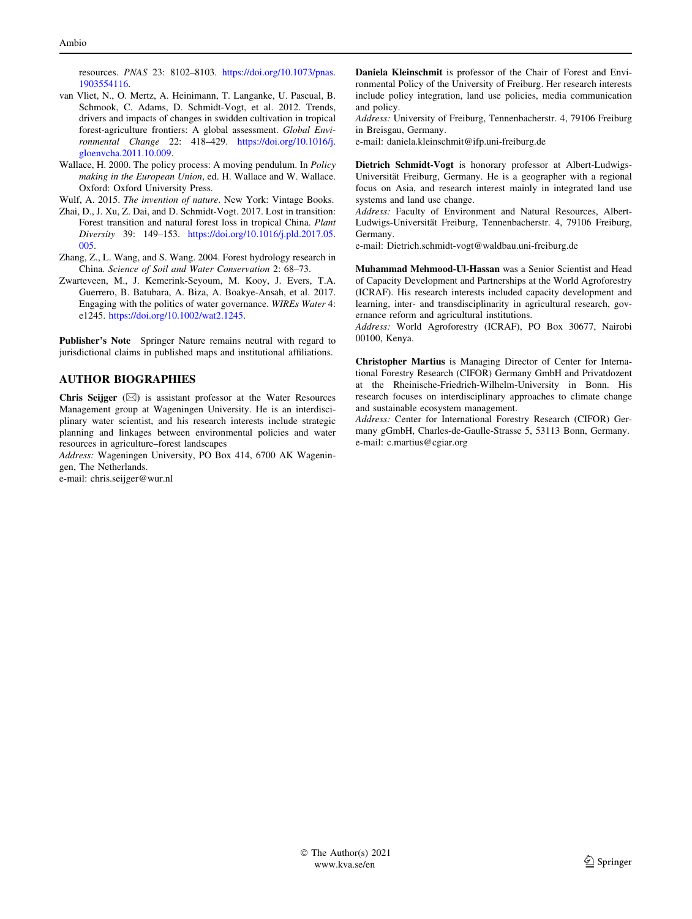resources. *PNAS* 23: 8102–8103. https://doi.org/10.1073/pnas.1903554116.

van Vliet, N., O. Mertz, A. Heinimann, T. Langanke, U. Pascual, B. Schmook, C. Adams, D. Schmidt-Vogt, et al. 2012. Trends, drivers and impacts of changes in swidden cultivation in tropical forest-agriculture frontiers: A global assessment. *Global Environmental Change* 22: 418–429. https://doi.org/10.1016/j.gloenvcha.2011.10.009.

Wallace, H. 2000. The policy process: A moving pendulum. In *Policy making in the European Union*, ed. H. Wallace and W. Wallace. Oxford: Oxford University Press.

Wulf, A. 2015. *The invention of nature*. New York: Vintage Books.

Zhai, D., J. Xu, Z. Dai, and D. Schmidt-Vogt. 2017. Lost in transition: Forest transition and natural forest loss in tropical China. *Plant Diversity* 39: 149–153. https://doi.org/10.1016/j.pld.2017.05.005.

Zhang, Z., L. Wang, and S. Wang. 2004. Forest hydrology research in China. *Science of Soil and Water Conservation* 2: 68–73.

Zwarteveen, M., J. Kemerink-Seyoum, M. Kooy, J. Evers, T.A. Guerrero, B. Batubara, A. Biza, A. Boakye-Ansah, et al. 2017. Engaging with the politics of water governance. *WIREs Water* 4: e1245. https://doi.org/10.1002/wat2.1245.

**Publisher's Note** Springer Nature remains neutral with regard to jurisdictional claims in published maps and institutional affiliations.

## AUTHOR BIOGRAPHIES

**Chris Seijger** (✉) is assistant professor at the Water Resources Management group at Wageningen University. He is an interdisciplinary water scientist, and his research interests include strategic planning and linkages between environmental policies and water resources in agriculture–forest landscapes

*Address:* Wageningen University, PO Box 414, 6700 AK Wageningen, The Netherlands.

e-mail: chris.seijger@wur.nl

**Daniela Kleinschmit** is professor of the Chair of Forest and Environmental Policy of the University of Freiburg. Her research interests include policy integration, land use policies, media communication and policy.

*Address:* University of Freiburg, Tennenbacherstr. 4, 79106 Freiburg in Breisgau, Germany.

e-mail: daniela.kleinschmit@ifp.uni-freiburg.de

**Dietrich Schmidt-Vogt** is honorary professor at Albert-Ludwigs-Universität Freiburg, Germany. He is a geographer with a regional focus on Asia, and research interest mainly in integrated land use systems and land use change.

*Address:* Faculty of Environment and Natural Resources, Albert-Ludwigs-Universität Freiburg, Tennenbacherstr. 4, 79106 Freiburg, Germany.

e-mail: Dietrich.schmidt-vogt@waldbau.uni-freiburg.de

**Muhammad Mehmood-Ul-Hassan** was a Senior Scientist and Head of Capacity Development and Partnerships at the World Agroforestry (ICRAF). His research interests included capacity development and learning, inter- and transdisciplinarity in agricultural research, governance reform and agricultural institutions.

*Address:* World Agroforestry (ICRAF), PO Box 30677, Nairobi 00100, Kenya.

**Christopher Martius** is Managing Director of Center for International Forestry Research (CIFOR) Germany GmbH and Privatdozent at the Rheinische-Friedrich-Wilhelm-University in Bonn. His research focuses on interdisciplinary approaches to climate change and sustainable ecosystem management.

*Address:* Center for International Forestry Research (CIFOR) Germany gGmbH, Charles-de-Gaulle-Strasse 5, 53113 Bonn, Germany.

e-mail: c.martius@cgiar.org